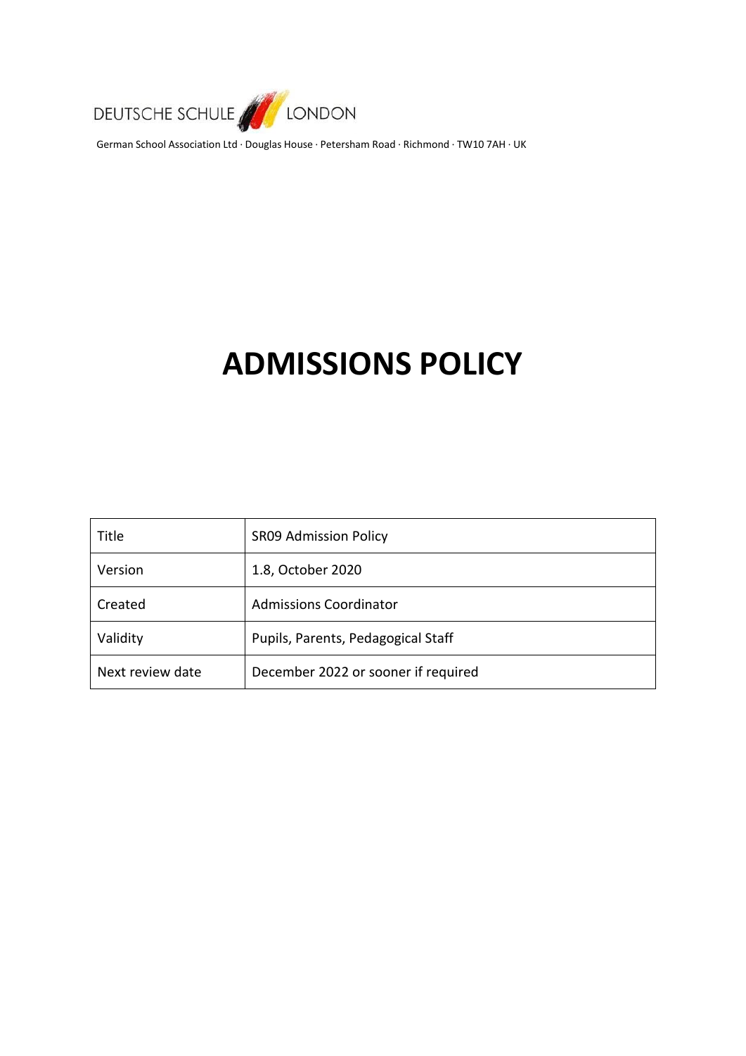DEUTSCHE SCHULE LONDON

German School Association Ltd · Douglas House · Petersham Road · Richmond · TW10 7AH · UK

# ADMISSIONS POLICY

| Title | SR09 Admission Policy |
|---|---|
| Version | 1.8, October 2020 |
| Created | Admissions Coordinator |
| Validity | Pupils, Parents, Pedagogical Staff |
| Next review date | December 2022 or sooner if required |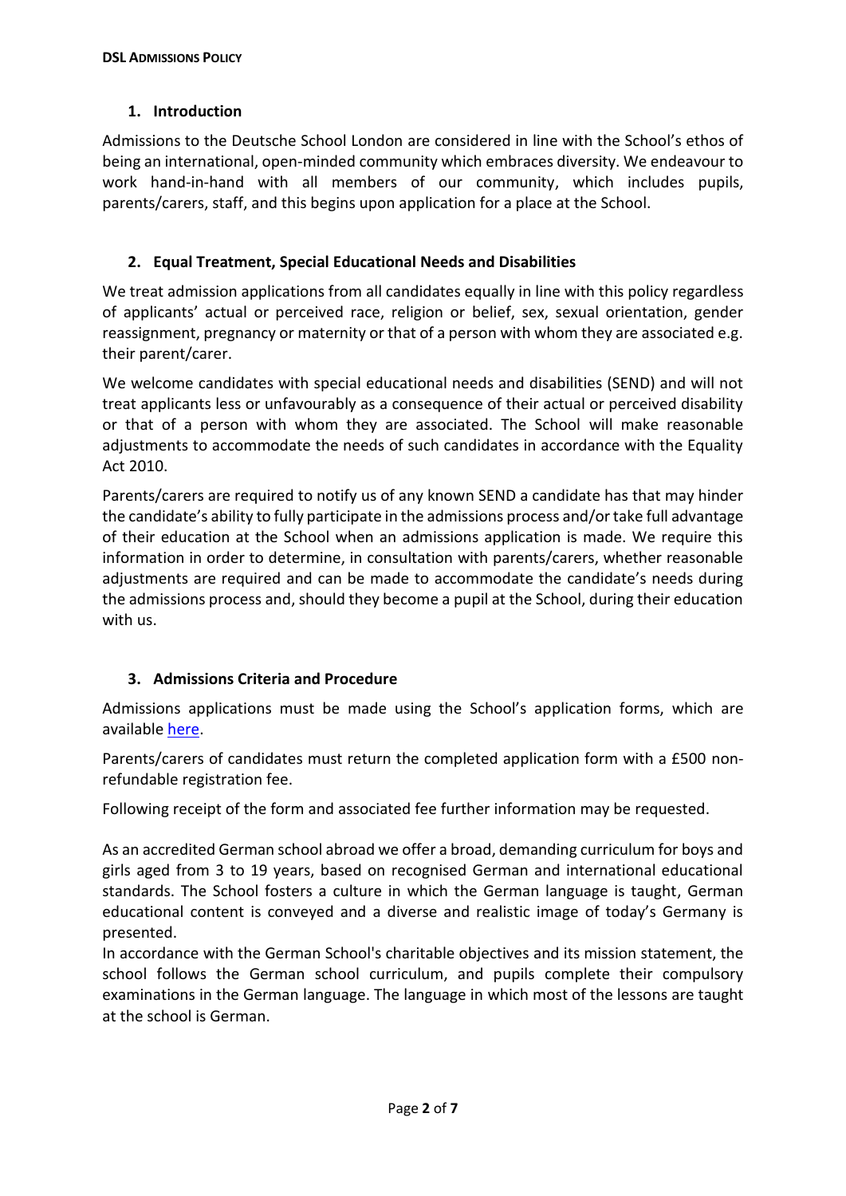## 1. Introduction

Admissions to the Deutsche School London are considered in line with the School's ethos of being an international, open-minded community which embraces diversity. We endeavour to work hand-in-hand with all members of our community, which includes pupils, parents/carers, staff, and this begins upon application for a place at the School.

## 2. Equal Treatment, Special Educational Needs and Disabilities

We treat admission applications from all candidates equally in line with this policy regardless of applicants' actual or perceived race, religion or belief, sex, sexual orientation, gender reassignment, pregnancy or maternity or that of a person with whom they are associated e.g. their parent/carer.

We welcome candidates with special educational needs and disabilities (SEND) and will not treat applicants less or unfavourably as a consequence of their actual or perceived disability or that of a person with whom they are associated. The School will make reasonable adjustments to accommodate the needs of such candidates in accordance with the Equality Act 2010.

Parents/carers are required to notify us of any known SEND a candidate has that may hinder the candidate's ability to fully participate in the admissions process and/or take full advantage of their education at the School when an admissions application is made. We require this information in order to determine, in consultation with parents/carers, whether reasonable adjustments are required and can be made to accommodate the candidate's needs during the admissions process and, should they become a pupil at the School, during their education with us.

## 3. Admissions Criteria and Procedure

Admissions applications must be made using the School's application forms, which are available here.

Parents/carers of candidates must return the completed application form with a £500 non-refundable registration fee.

Following receipt of the form and associated fee further information may be requested.

As an accredited German school abroad we offer a broad, demanding curriculum for boys and girls aged from 3 to 19 years, based on recognised German and international educational standards. The School fosters a culture in which the German language is taught, German educational content is conveyed and a diverse and realistic image of today's Germany is presented.

In accordance with the German School's charitable objectives and its mission statement, the school follows the German school curriculum, and pupils complete their compulsory examinations in the German language. The language in which most of the lessons are taught at the school is German.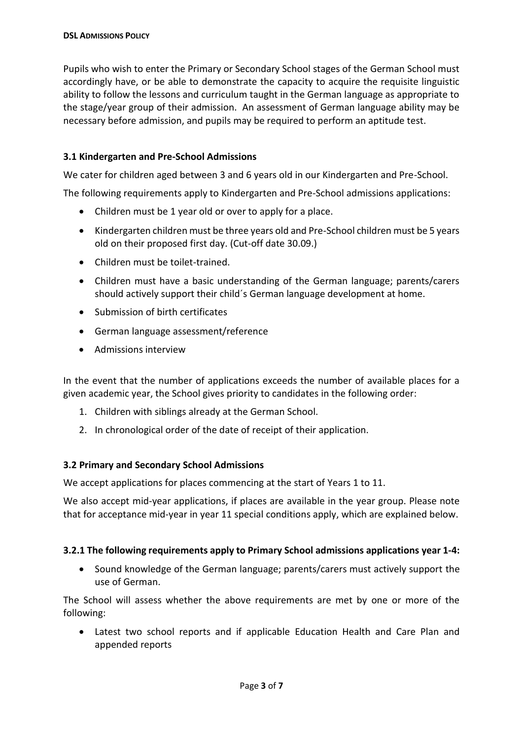Pupils who wish to enter the Primary or Secondary School stages of the German School must accordingly have, or be able to demonstrate the capacity to acquire the requisite linguistic ability to follow the lessons and curriculum taught in the German language as appropriate to the stage/year group of their admission. An assessment of German language ability may be necessary before admission, and pupils may be required to perform an aptitude test.

### 3.1 Kindergarten and Pre-School Admissions

We cater for children aged between 3 and 6 years old in our Kindergarten and Pre-School.

The following requirements apply to Kindergarten and Pre-School admissions applications:

- Children must be 1 year old or over to apply for a place.
- Kindergarten children must be three years old and Pre-School children must be 5 years old on their proposed first day. (Cut-off date 30.09.)
- Children must be toilet-trained.
- Children must have a basic understanding of the German language; parents/carers should actively support their child´s German language development at home.
- Submission of birth certificates
- German language assessment/reference
- Admissions interview

In the event that the number of applications exceeds the number of available places for a given academic year, the School gives priority to candidates in the following order:

1. Children with siblings already at the German School.
2. In chronological order of the date of receipt of their application.

### 3.2 Primary and Secondary School Admissions

We accept applications for places commencing at the start of Years 1 to 11.

We also accept mid-year applications, if places are available in the year group. Please note that for acceptance mid-year in year 11 special conditions apply, which are explained below.

#### 3.2.1 The following requirements apply to Primary School admissions applications year 1-4:

- Sound knowledge of the German language; parents/carers must actively support the use of German.

The School will assess whether the above requirements are met by one or more of the following:

- Latest two school reports and if applicable Education Health and Care Plan and appended reports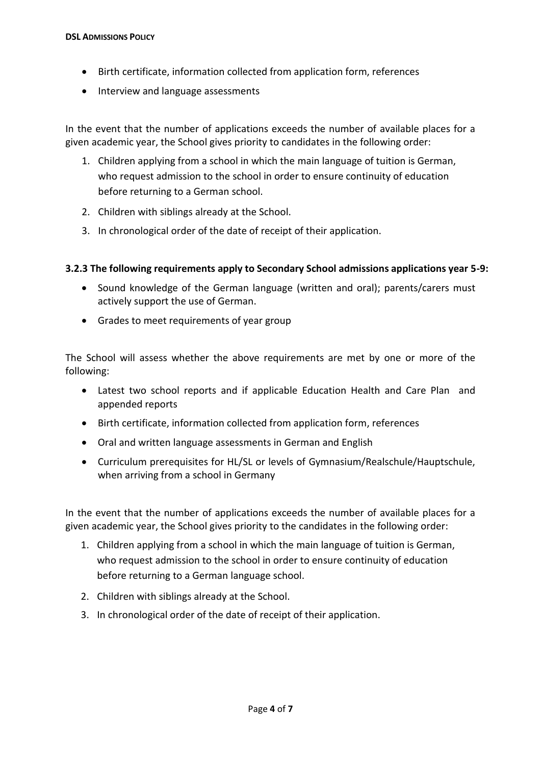- Birth certificate, information collected from application form, references
- Interview and language assessments

In the event that the number of applications exceeds the number of available places for a given academic year, the School gives priority to candidates in the following order:

1. Children applying from a school in which the main language of tuition is German, who request admission to the school in order to ensure continuity of education before returning to a German school.
2. Children with siblings already at the School.
3. In chronological order of the date of receipt of their application.

**3.2.3 The following requirements apply to Secondary School admissions applications year 5-9:**

- Sound knowledge of the German language (written and oral); parents/carers must actively support the use of German.
- Grades to meet requirements of year group

The School will assess whether the above requirements are met by one or more of the following:

- Latest two school reports and if applicable Education Health and Care Plan and appended reports
- Birth certificate, information collected from application form, references
- Oral and written language assessments in German and English
- Curriculum prerequisites for HL/SL or levels of Gymnasium/Realschule/Hauptschule, when arriving from a school in Germany

In the event that the number of applications exceeds the number of available places for a given academic year, the School gives priority to the candidates in the following order:

1. Children applying from a school in which the main language of tuition is German, who request admission to the school in order to ensure continuity of education before returning to a German language school.
2. Children with siblings already at the School.
3. In chronological order of the date of receipt of their application.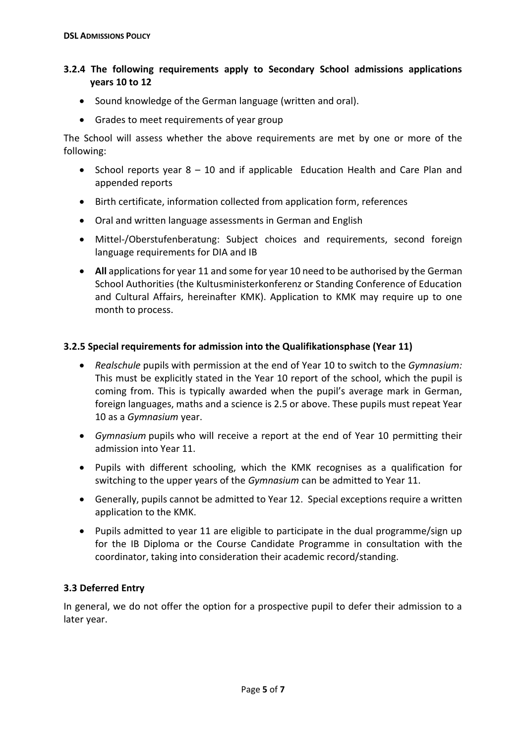### 3.2.4 The following requirements apply to Secondary School admissions applications years 10 to 12

- Sound knowledge of the German language (written and oral).
- Grades to meet requirements of year group

The School will assess whether the above requirements are met by one or more of the following:

- School reports year 8 – 10 and if applicable Education Health and Care Plan and appended reports
- Birth certificate, information collected from application form, references
- Oral and written language assessments in German and English
- Mittel-/Oberstufenberatung: Subject choices and requirements, second foreign language requirements for DIA and IB
- **All** applications for year 11 and some for year 10 need to be authorised by the German School Authorities (the Kultusministerkonferenz or Standing Conference of Education and Cultural Affairs, hereinafter KMK). Application to KMK may require up to one month to process.

### 3.2.5 Special requirements for admission into the Qualifikationsphase (Year 11)

- *Realschule* pupils with permission at the end of Year 10 to switch to the *Gymnasium:* This must be explicitly stated in the Year 10 report of the school, which the pupil is coming from. This is typically awarded when the pupil's average mark in German, foreign languages, maths and a science is 2.5 or above. These pupils must repeat Year 10 as a *Gymnasium* year.
- *Gymnasium* pupils who will receive a report at the end of Year 10 permitting their admission into Year 11.
- Pupils with different schooling, which the KMK recognises as a qualification for switching to the upper years of the *Gymnasium* can be admitted to Year 11.
- Generally, pupils cannot be admitted to Year 12. Special exceptions require a written application to the KMK.
- Pupils admitted to year 11 are eligible to participate in the dual programme/sign up for the IB Diploma or the Course Candidate Programme in consultation with the coordinator, taking into consideration their academic record/standing.

### 3.3 Deferred Entry

In general, we do not offer the option for a prospective pupil to defer their admission to a later year.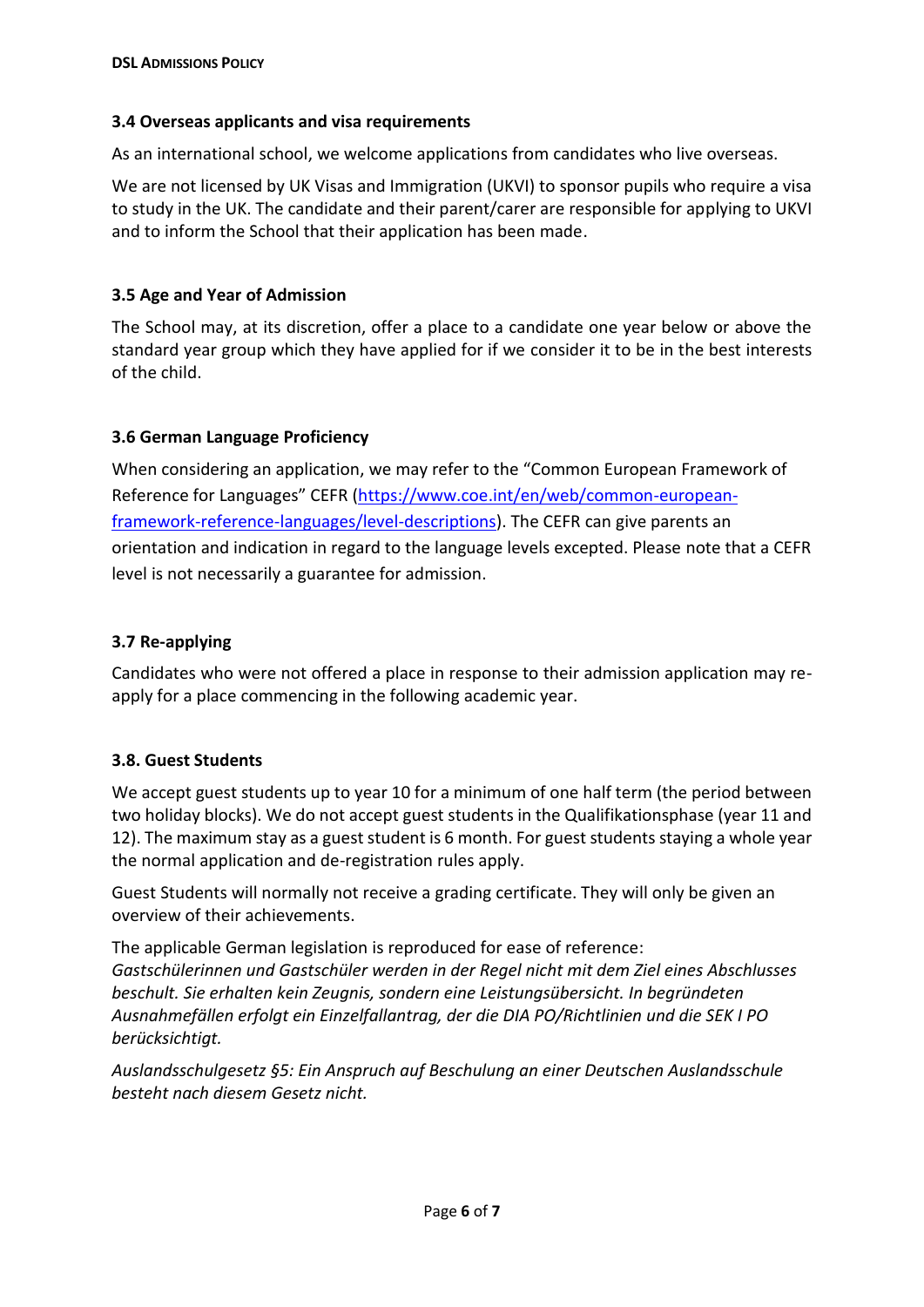### 3.4 Overseas applicants and visa requirements

As an international school, we welcome applications from candidates who live overseas.

We are not licensed by UK Visas and Immigration (UKVI) to sponsor pupils who require a visa to study in the UK. The candidate and their parent/carer are responsible for applying to UKVI and to inform the School that their application has been made.

### 3.5 Age and Year of Admission

The School may, at its discretion, offer a place to a candidate one year below or above the standard year group which they have applied for if we consider it to be in the best interests of the child.

### 3.6 German Language Proficiency

When considering an application, we may refer to the "Common European Framework of Reference for Languages" CEFR ([https://www.coe.int/en/web/common-european-framework-reference-languages/level-descriptions](https://www.coe.int/en/web/common-european-framework-reference-languages/level-descriptions)). The CEFR can give parents an orientation and indication in regard to the language levels excepted. Please note that a CEFR level is not necessarily a guarantee for admission.

### 3.7 Re-applying

Candidates who were not offered a place in response to their admission application may re-apply for a place commencing in the following academic year.

### 3.8. Guest Students

We accept guest students up to year 10 for a minimum of one half term (the period between two holiday blocks). We do not accept guest students in the Qualifikationsphase (year 11 and 12). The maximum stay as a guest student is 6 month. For guest students staying a whole year the normal application and de-registration rules apply.

Guest Students will normally not receive a grading certificate. They will only be given an overview of their achievements.

The applicable German legislation is reproduced for ease of reference:
*Gastschülerinnen und Gastschüler werden in der Regel nicht mit dem Ziel eines Abschlusses beschult. Sie erhalten kein Zeugnis, sondern eine Leistungsübersicht. In begründeten Ausnahmefällen erfolgt ein Einzelfallantrag, der die DIA PO/Richtlinien und die SEK I PO berücksichtigt.*

*Auslandsschulgesetz §5: Ein Anspruch auf Beschulung an einer Deutschen Auslandsschule besteht nach diesem Gesetz nicht.*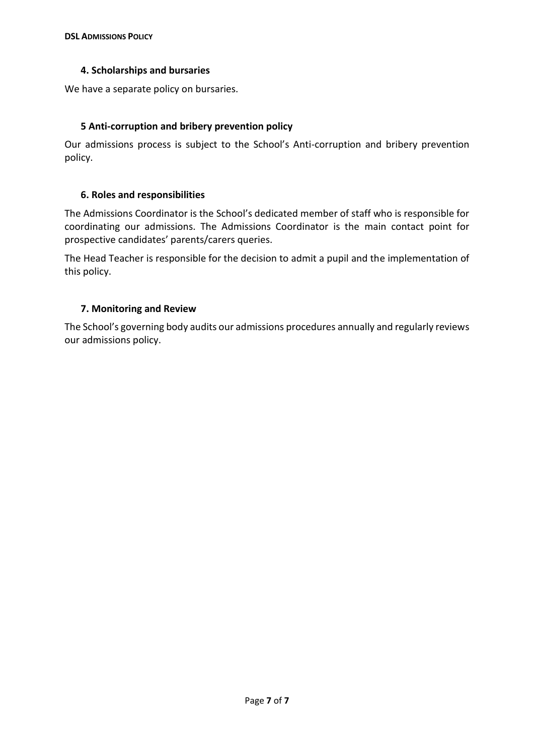## 4. Scholarships and bursaries

We have a separate policy on bursaries.

## 5 Anti-corruption and bribery prevention policy

Our admissions process is subject to the School's Anti-corruption and bribery prevention policy.

## 6. Roles and responsibilities

The Admissions Coordinator is the School's dedicated member of staff who is responsible for coordinating our admissions. The Admissions Coordinator is the main contact point for prospective candidates' parents/carers queries.

The Head Teacher is responsible for the decision to admit a pupil and the implementation of this policy.

## 7. Monitoring and Review

The School's governing body audits our admissions procedures annually and regularly reviews our admissions policy.